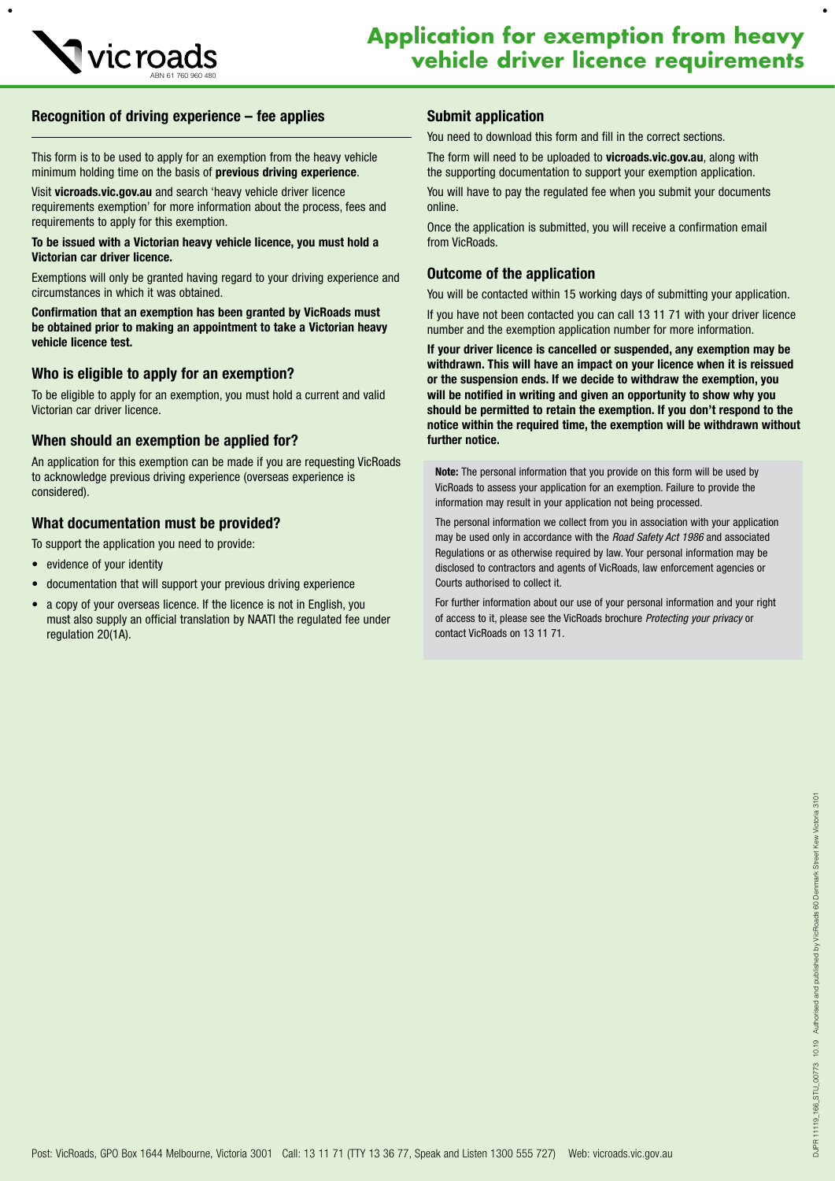# Application for exemption from heavy vehicle driver licence requirements

## Recognition of driving experience – fee applies

This form is to be used to apply for an exemption from the heavy vehicle minimum holding time on the basis of **previous driving experience**.

Visit **vicroads.vic.gov.au** and search 'heavy vehicle driver licence requirements exemption' for more information about the process, fees and requirements to apply for this exemption.

**To be issued with a Victorian heavy vehicle licence, you must hold a Victorian car driver licence.**

Exemptions will only be granted having regard to your driving experience and circumstances in which it was obtained.

**Confirmation that an exemption has been granted by VicRoads must be obtained prior to making an appointment to take a Victorian heavy vehicle licence test.**

### Who is eligible to apply for an exemption?

To be eligible to apply for an exemption, you must hold a current and valid Victorian car driver licence.

### When should an exemption be applied for?

An application for this exemption can be made if you are requesting VicRoads to acknowledge previous driving experience (overseas experience is considered).

### What documentation must be provided?

To support the application you need to provide:

- evidence of your identity
- documentation that will support your previous driving experience
- a copy of your overseas licence. If the licence is not in English, you must also supply an official translation by NAATI the regulated fee under regulation 20(1A).

### Submit application

You need to download this form and fill in the correct sections.

The form will need to be uploaded to **vicroads.vic.gov.au**, along with the supporting documentation to support your exemption application.

You will have to pay the regulated fee when you submit your documents online.

Once the application is submitted, you will receive a confirmation email from VicRoads.

### Outcome of the application

You will be contacted within 15 working days of submitting your application.

If you have not been contacted you can call 13 11 71 with your driver licence number and the exemption application number for more information.

**If your driver licence is cancelled or suspended, any exemption may be withdrawn. This will have an impact on your licence when it is reissued or the suspension ends. If we decide to withdraw the exemption, you will be notified in writing and given an opportunity to show why you should be permitted to retain the exemption. If you don't respond to the notice within the required time, the exemption will be withdrawn without further notice.**

**Note:** The personal information that you provide on this form will be used by VicRoads to assess your application for an exemption. Failure to provide the information may result in your application not being processed.

The personal information we collect from you in association with your application may be used only in accordance with the *Road Safety Act 1986* and associated Regulations or as otherwise required by law. Your personal information may be disclosed to contractors and agents of VicRoads, law enforcement agencies or Courts authorised to collect it.

For further information about our use of your personal information and your right of access to it, please see the VicRoads brochure *Protecting your privacy* or contact VicRoads on 13 11 71.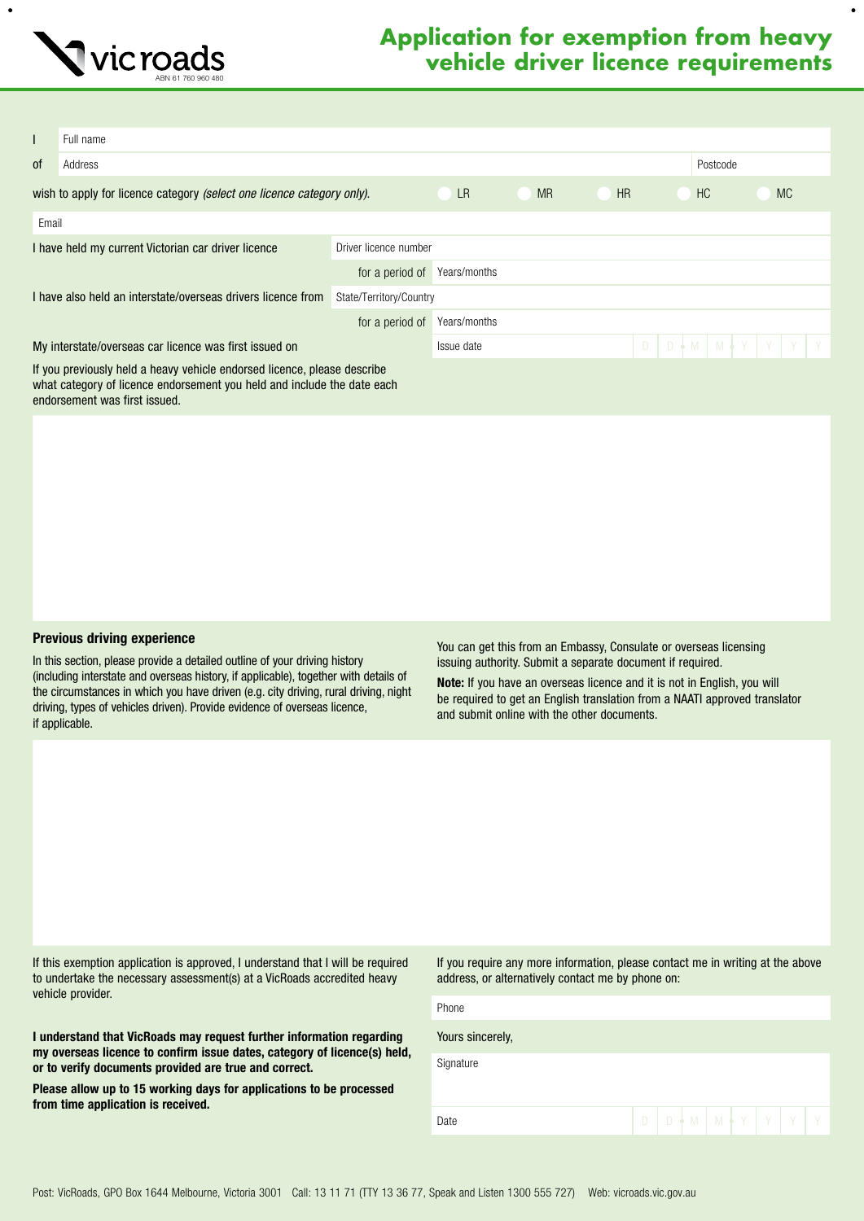# Application for exemption from heavy vehicle driver licence requirements

| | |
|---|---|
| I | Full name |
| of | Address / Postcode |

wish to apply for licence category *(select one licence category only)*. ○ LR ○ MR ○ HR ○ HC ○ MC

Email

| | | |
|---|---|---|
| I have held my current Victorian car driver licence | Driver licence number | |
| | for a period of | Years/months |
| I have also held an interstate/overseas drivers licence from | State/Territory/Country | |
| | for a period of | Years/months |
| My interstate/overseas car licence was first issued on | Issue date | D D / M M / Y Y Y Y |

If you previously held a heavy vehicle endorsed licence, please describe what category of licence endorsement you held and include the date each endorsement was first issued.

### Previous driving experience

In this section, please provide a detailed outline of your driving history (including interstate and overseas history, if applicable), together with details of the circumstances in which you have driven (e.g. city driving, rural driving, night driving, types of vehicles driven). Provide evidence of overseas licence, if applicable.

You can get this from an Embassy, Consulate or overseas licensing issuing authority. Submit a separate document if required.

**Note:** If you have an overseas licence and it is not in English, you will be required to get an English translation from a NAATI approved translator and submit online with the other documents.

If this exemption application is approved, I understand that I will be required to undertake the necessary assessment(s) at a VicRoads accredited heavy vehicle provider.

**I understand that VicRoads may request further information regarding my overseas licence to confirm issue dates, category of licence(s) held, or to verify documents provided are true and correct.**

**Please allow up to 15 working days for applications to be processed from time application is received.**

If you require any more information, please contact me in writing at the above address, or alternatively contact me by phone on:

Phone

Yours sincerely,

Signature

Date D D / M M / Y Y Y Y

Post: VicRoads, GPO Box 1644 Melbourne, Victoria 3001 Call: 13 11 71 (TTY 13 36 77, Speak and Listen 1300 555 727) Web: vicroads.vic.gov.au